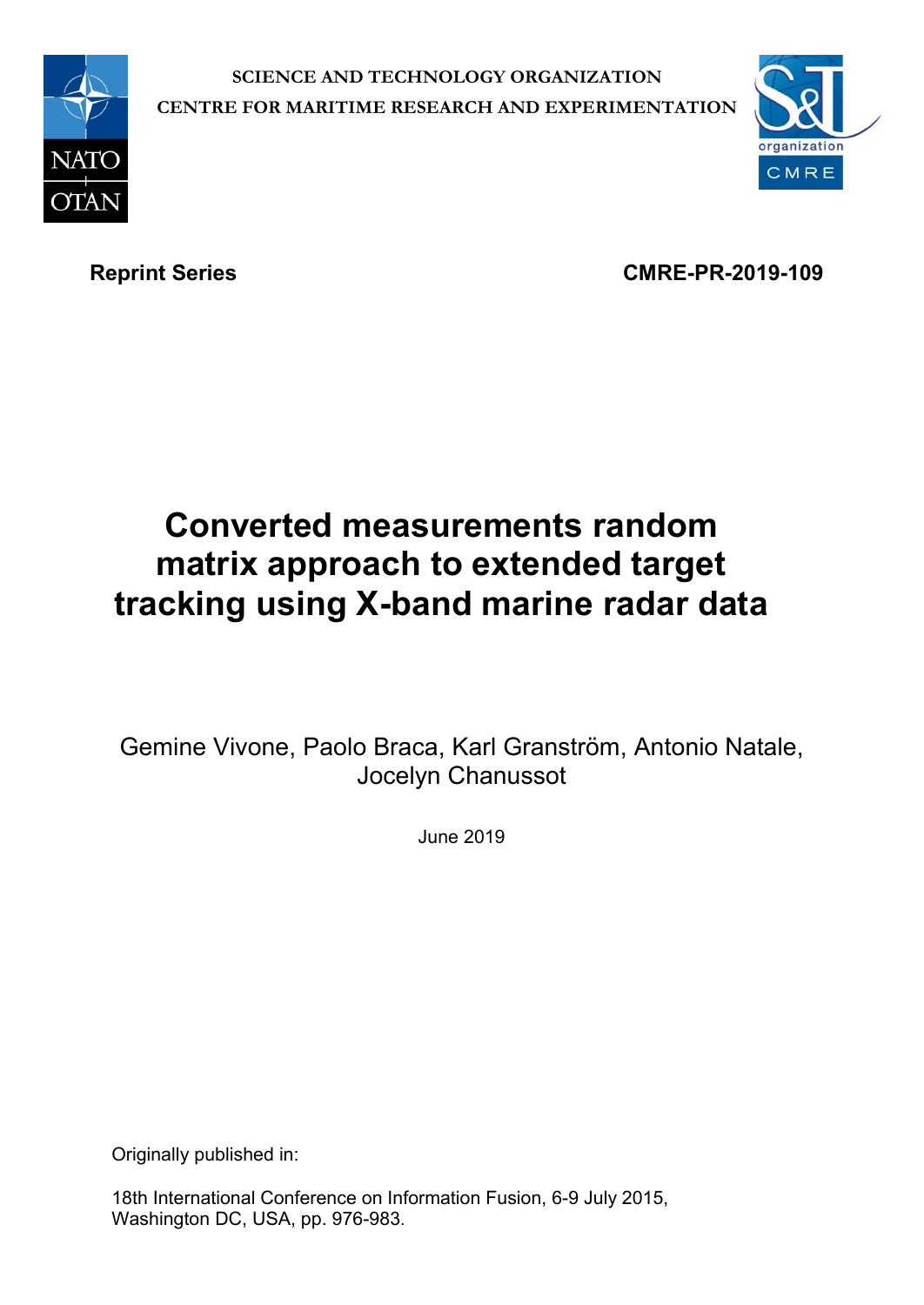SCIENCE AND TECHNOLOGY ORGANIZATION

CENTRE FOR MARITIME RESEARCH AND EXPERIMENTATION

**Reprint Series** **CMRE-PR-2019-109**

# Converted measurements random matrix approach to extended target tracking using X-band marine radar data

Gemine Vivone, Paolo Braca, Karl Granström, Antonio Natale, Jocelyn Chanussot

June 2019

Originally published in:

18th International Conference on Information Fusion, 6-9 July 2015, Washington DC, USA, pp. 976-983.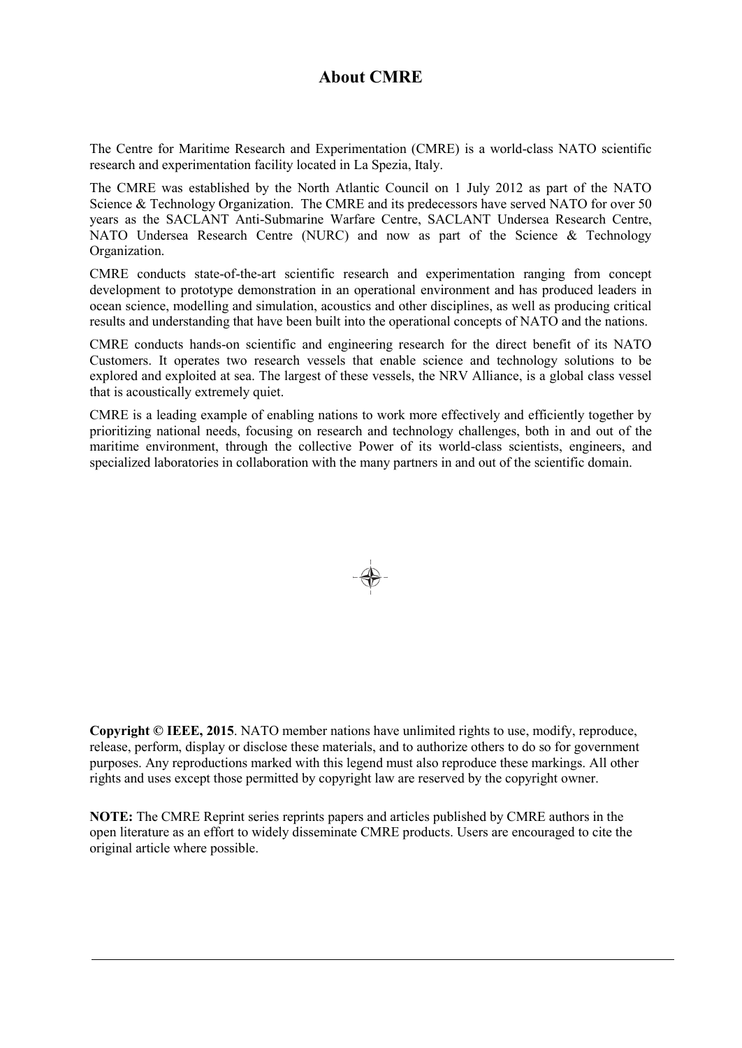# About CMRE

The Centre for Maritime Research and Experimentation (CMRE) is a world-class NATO scientific research and experimentation facility located in La Spezia, Italy.

The CMRE was established by the North Atlantic Council on 1 July 2012 as part of the NATO Science & Technology Organization. The CMRE and its predecessors have served NATO for over 50 years as the SACLANT Anti-Submarine Warfare Centre, SACLANT Undersea Research Centre, NATO Undersea Research Centre (NURC) and now as part of the Science & Technology Organization.

CMRE conducts state-of-the-art scientific research and experimentation ranging from concept development to prototype demonstration in an operational environment and has produced leaders in ocean science, modelling and simulation, acoustics and other disciplines, as well as producing critical results and understanding that have been built into the operational concepts of NATO and the nations.

CMRE conducts hands-on scientific and engineering research for the direct benefit of its NATO Customers. It operates two research vessels that enable science and technology solutions to be explored and exploited at sea. The largest of these vessels, the NRV Alliance, is a global class vessel that is acoustically extremely quiet.

CMRE is a leading example of enabling nations to work more effectively and efficiently together by prioritizing national needs, focusing on research and technology challenges, both in and out of the maritime environment, through the collective Power of its world-class scientists, engineers, and specialized laboratories in collaboration with the many partners in and out of the scientific domain.

**Copyright © IEEE, 2015**. NATO member nations have unlimited rights to use, modify, reproduce, release, perform, display or disclose these materials, and to authorize others to do so for government purposes. Any reproductions marked with this legend must also reproduce these markings. All other rights and uses except those permitted by copyright law are reserved by the copyright owner.

**NOTE:** The CMRE Reprint series reprints papers and articles published by CMRE authors in the open literature as an effort to widely disseminate CMRE products. Users are encouraged to cite the original article where possible.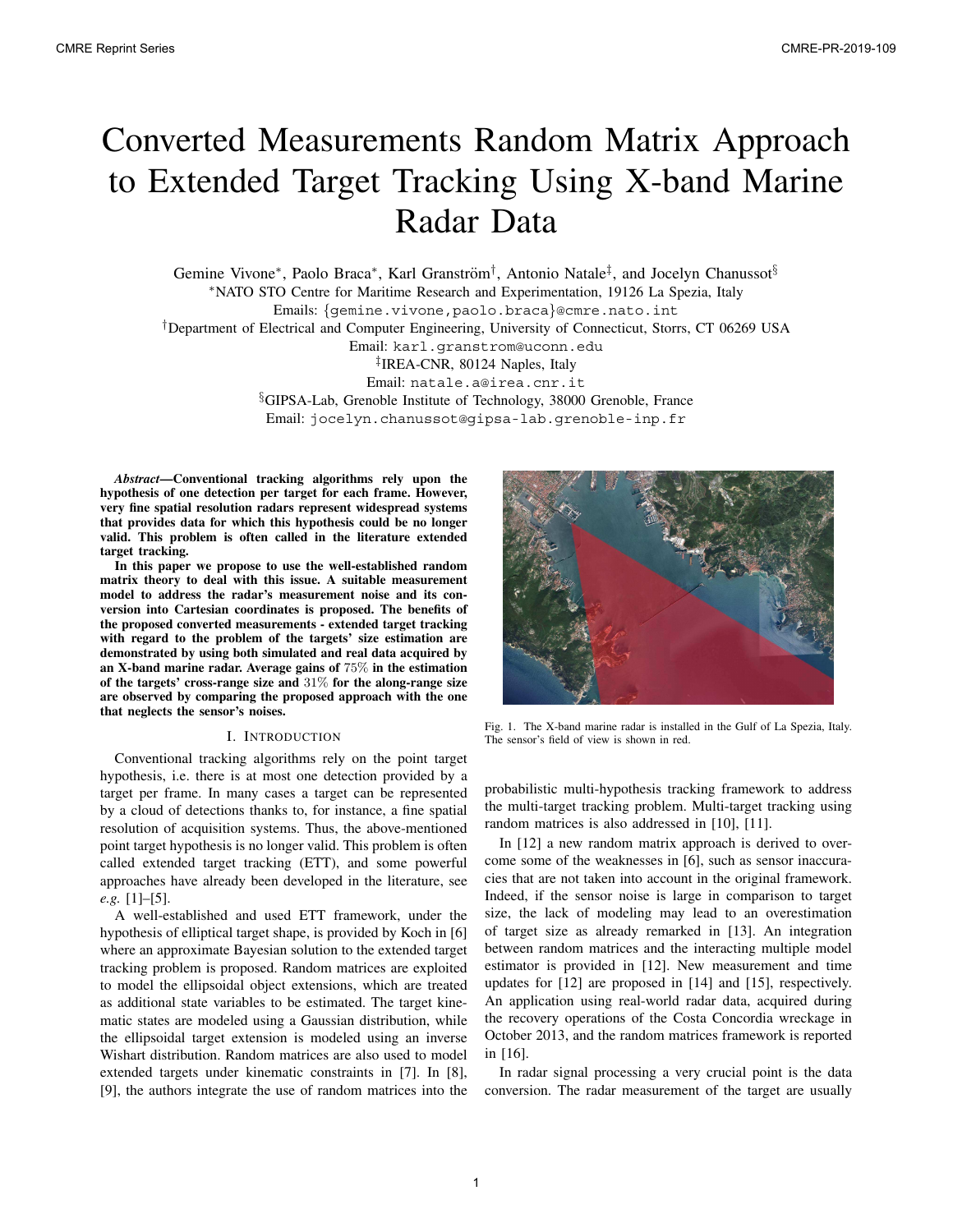# Converted Measurements Random Matrix Approach to Extended Target Tracking Using X-band Marine Radar Data

Gemine Vivone*, Paolo Braca*, Karl Granström†, Antonio Natale‡, and Jocelyn Chanussot§

*NATO STO Centre for Maritime Research and Experimentation, 19126 La Spezia, Italy
Emails: {gemine.vivone,paolo.braca}@cmre.nato.int

†Department of Electrical and Computer Engineering, University of Connecticut, Storrs, CT 06269 USA
Email: karl.granstrom@uconn.edu

‡IREA-CNR, 80124 Naples, Italy
Email: natale.a@irea.cnr.it

§GIPSA-Lab, Grenoble Institute of Technology, 38000 Grenoble, France
Email: jocelyn.chanussot@gipsa-lab.grenoble-inp.fr

***Abstract*—Conventional tracking algorithms rely upon the hypothesis of one detection per target for each frame. However, very fine spatial resolution radars represent widespread systems that provides data for which this hypothesis could be no longer valid. This problem is often called in the literature extended target tracking.**

**In this paper we propose to use the well-established random matrix theory to deal with this issue. A suitable measurement model to address the radar's measurement noise and its conversion into Cartesian coordinates is proposed. The benefits of the proposed converted measurements - extended target tracking with regard to the problem of the targets' size estimation are demonstrated by using both simulated and real data acquired by an X-band marine radar. Average gains of $75\%$ in the estimation of the targets' cross-range size and $31\%$ for the along-range size are observed by comparing the proposed approach with the one that neglects the sensor's noises.**

## I. Introduction

Conventional tracking algorithms rely on the point target hypothesis, i.e. there is at most one detection provided by a target per frame. In many cases a target can be represented by a cloud of detections thanks to, for instance, a fine spatial resolution of acquisition systems. Thus, the above-mentioned point target hypothesis is no longer valid. This problem is often called extended target tracking (ETT), and some powerful approaches have already been developed in the literature, see *e.g.* [1]–[5].

A well-established and used ETT framework, under the hypothesis of elliptical target shape, is provided by Koch in [6] where an approximate Bayesian solution to the extended target tracking problem is proposed. Random matrices are exploited to model the ellipsoidal object extensions, which are treated as additional state variables to be estimated. The target kinematic states are modeled using a Gaussian distribution, while the ellipsoidal target extension is modeled using an inverse Wishart distribution. Random matrices are also used to model extended targets under kinematic constraints in [7]. In [8], [9], the authors integrate the use of random matrices into the probabilistic multi-hypothesis tracking framework to address the multi-target tracking problem. Multi-target tracking using random matrices is also addressed in [10], [11].

Fig. 1. The X-band marine radar is installed in the Gulf of La Spezia, Italy. The sensor's field of view is shown in red.

In [12] a new random matrix approach is derived to overcome some of the weaknesses in [6], such as sensor inaccuracies that are not taken into account in the original framework. Indeed, if the sensor noise is large in comparison to target size, the lack of modeling may lead to an overestimation of target size as already remarked in [13]. An integration between random matrices and the interacting multiple model estimator is provided in [12]. New measurement and time updates for [12] are proposed in [14] and [15], respectively. An application using real-world radar data, acquired during the recovery operations of the Costa Concordia wreckage in October 2013, and the random matrices framework is reported in [16].

In radar signal processing a very crucial point is the data conversion. The radar measurement of the target are usually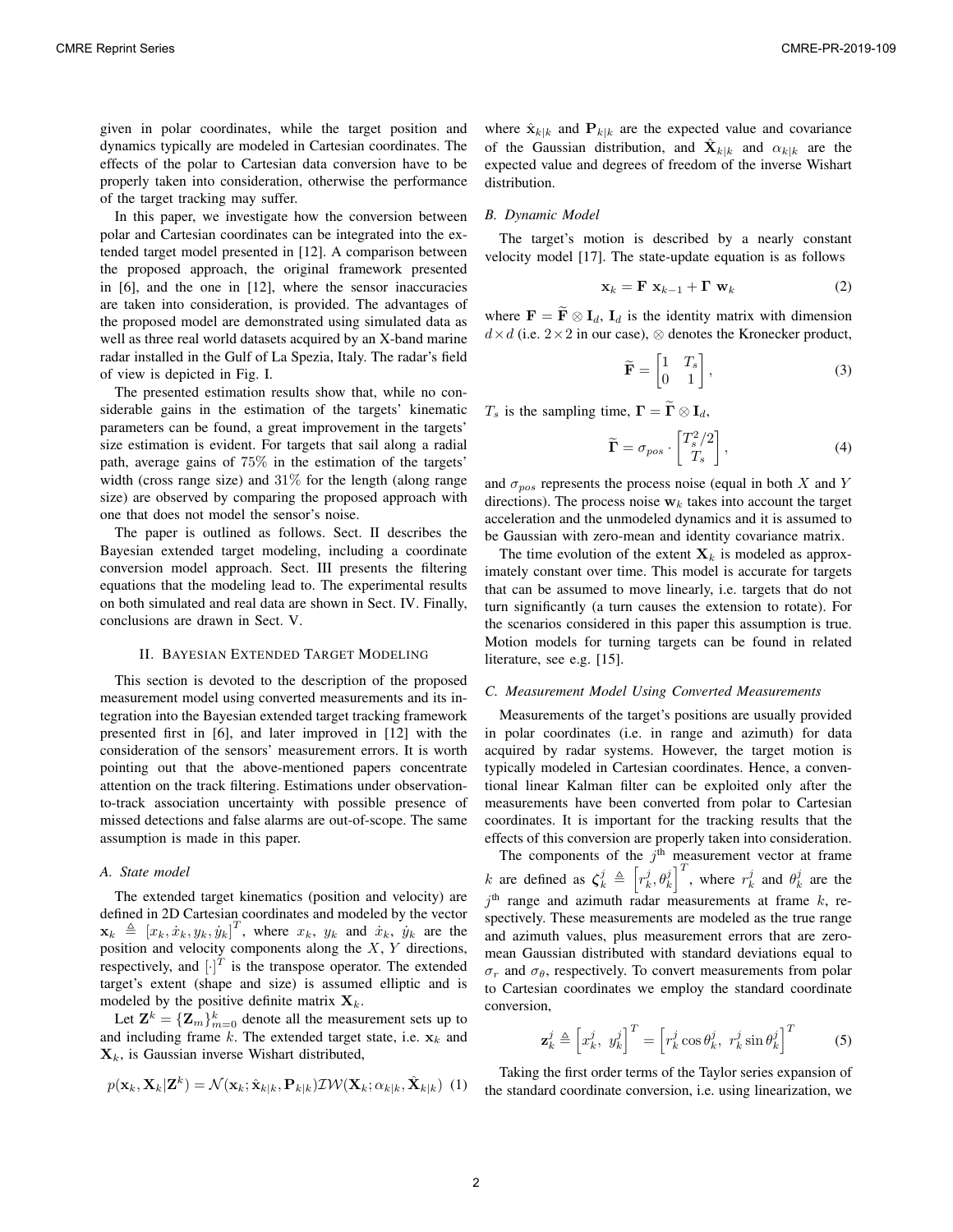given in polar coordinates, while the target position and dynamics typically are modeled in Cartesian coordinates. The effects of the polar to Cartesian data conversion have to be properly taken into consideration, otherwise the performance of the target tracking may suffer.

In this paper, we investigate how the conversion between polar and Cartesian coordinates can be integrated into the extended target model presented in [12]. A comparison between the proposed approach, the original framework presented in [6], and the one in [12], where the sensor inaccuracies are taken into consideration, is provided. The advantages of the proposed model are demonstrated using simulated data as well as three real world datasets acquired by an X-band marine radar installed in the Gulf of La Spezia, Italy. The radar's field of view is depicted in Fig. I.

The presented estimation results show that, while no considerable gains in the estimation of the targets' kinematic parameters can be found, a great improvement in the targets' size estimation is evident. For targets that sail along a radial path, average gains of $75\%$ in the estimation of the targets' width (cross range size) and $31\%$ for the length (along range size) are observed by comparing the proposed approach with one that does not model the sensor's noise.

The paper is outlined as follows. Sect. II describes the Bayesian extended target modeling, including a coordinate conversion model approach. Sect. III presents the filtering equations that the modeling lead to. The experimental results on both simulated and real data are shown in Sect. IV. Finally, conclusions are drawn in Sect. V.

## II. Bayesian Extended Target Modeling

This section is devoted to the description of the proposed measurement model using converted measurements and its integration into the Bayesian extended target tracking framework presented first in [6], and later improved in [12] with the consideration of the sensors' measurement errors. It is worth pointing out that the above-mentioned papers concentrate attention on the track filtering. Estimations under observation-to-track association uncertainty with possible presence of missed detections and false alarms are out-of-scope. The same assumption is made in this paper.

### A. State model

The extended target kinematics (position and velocity) are defined in 2D Cartesian coordinates and modeled by the vector $\mathbf{x}_k \triangleq [x_k, \dot{x}_k, y_k, \dot{y}_k]^T$, where $x_k$, $y_k$ and $\dot{x}_k$, $\dot{y}_k$ are the position and velocity components along the $X$, $Y$ directions, respectively, and $[\cdot]^T$ is the transpose operator. The extended target's extent (shape and size) is assumed elliptic and is modeled by the positive definite matrix $\mathbf{X}_k$.

Let $\mathbf{Z}^k = \{\mathbf{Z}_m\}_{m=0}^k$ denote all the measurement sets up to and including frame $k$. The extended target state, i.e. $\mathbf{x}_k$ and $\mathbf{X}_k$, is Gaussian inverse Wishart distributed,

$$p(\mathbf{x}_k, \mathbf{X}_k|\mathbf{Z}^k) = \mathcal{N}(\mathbf{x}_k; \hat{\mathbf{x}}_{k|k}, \mathbf{P}_{k|k})\mathcal{IW}(\mathbf{X}_k; \alpha_{k|k}, \hat{\mathbf{X}}_{k|k}) \quad (1)$$

where $\hat{\mathbf{x}}_{k|k}$ and $\mathbf{P}_{k|k}$ are the expected value and covariance of the Gaussian distribution, and $\hat{\mathbf{X}}_{k|k}$ and $\alpha_{k|k}$ are the expected value and degrees of freedom of the inverse Wishart distribution.

### B. Dynamic Model

The target's motion is described by a nearly constant velocity model [17]. The state-update equation is as follows

$$\mathbf{x}_k = \mathbf{F}\ \mathbf{x}_{k-1} + \mathbf{\Gamma}\ \mathbf{w}_k \quad (2)$$

where $\mathbf{F} = \widetilde{\mathbf{F}} \otimes \mathbf{I}_d$, $\mathbf{I}_d$ is the identity matrix with dimension $d \times d$ (i.e. $2 \times 2$ in our case), $\otimes$ denotes the Kronecker product,

$$\widetilde{\mathbf{F}} = \begin{bmatrix} 1 & T_s \\ 0 & 1 \end{bmatrix}, \quad (3)$$

$T_s$ is the sampling time, $\mathbf{\Gamma} = \widetilde{\mathbf{\Gamma}} \otimes \mathbf{I}_d$,

$$\widetilde{\mathbf{\Gamma}} = \sigma_{pos} \cdot \begin{bmatrix} T_s^2/2 \\ T_s \end{bmatrix}, \quad (4)$$

and $\sigma_{pos}$ represents the process noise (equal in both $X$ and $Y$ directions). The process noise $\mathbf{w}_k$ takes into account the target acceleration and the unmodeled dynamics and it is assumed to be Gaussian with zero-mean and identity covariance matrix.

The time evolution of the extent $\mathbf{X}_k$ is modeled as approximately constant over time. This model is accurate for targets that can be assumed to move linearly, i.e. targets that do not turn significantly (a turn causes the extension to rotate). For the scenarios considered in this paper this assumption is true. Motion models for turning targets can be found in related literature, see e.g. [15].

### C. Measurement Model Using Converted Measurements

Measurements of the target's positions are usually provided in polar coordinates (i.e. in range and azimuth) for data acquired by radar systems. However, the target motion is typically modeled in Cartesian coordinates. Hence, a conventional linear Kalman filter can be exploited only after the measurements have been converted from polar to Cartesian coordinates. It is important for the tracking results that the effects of this conversion are properly taken into consideration.

The components of the $j^{\text{th}}$ measurement vector at frame $k$ are defined as $\boldsymbol{\zeta}_k^j \triangleq \left[r_k^j, \theta_k^j\right]^T$, where $r_k^j$ and $\theta_k^j$ are the $j^{\text{th}}$ range and azimuth radar measurements at frame $k$, respectively. These measurements are modeled as the true range and azimuth values, plus measurement errors that are zero-mean Gaussian distributed with standard deviations equal to $\sigma_r$ and $\sigma_\theta$, respectively. To convert measurements from polar to Cartesian coordinates we employ the standard coordinate conversion,

$$\mathbf{z}_k^j \triangleq \left[x_k^j,\ y_k^j\right]^T = \left[r_k^j \cos\theta_k^j,\ r_k^j \sin\theta_k^j\right]^T \quad (5)$$

Taking the first order terms of the Taylor series expansion of the standard coordinate conversion, i.e. using linearization, we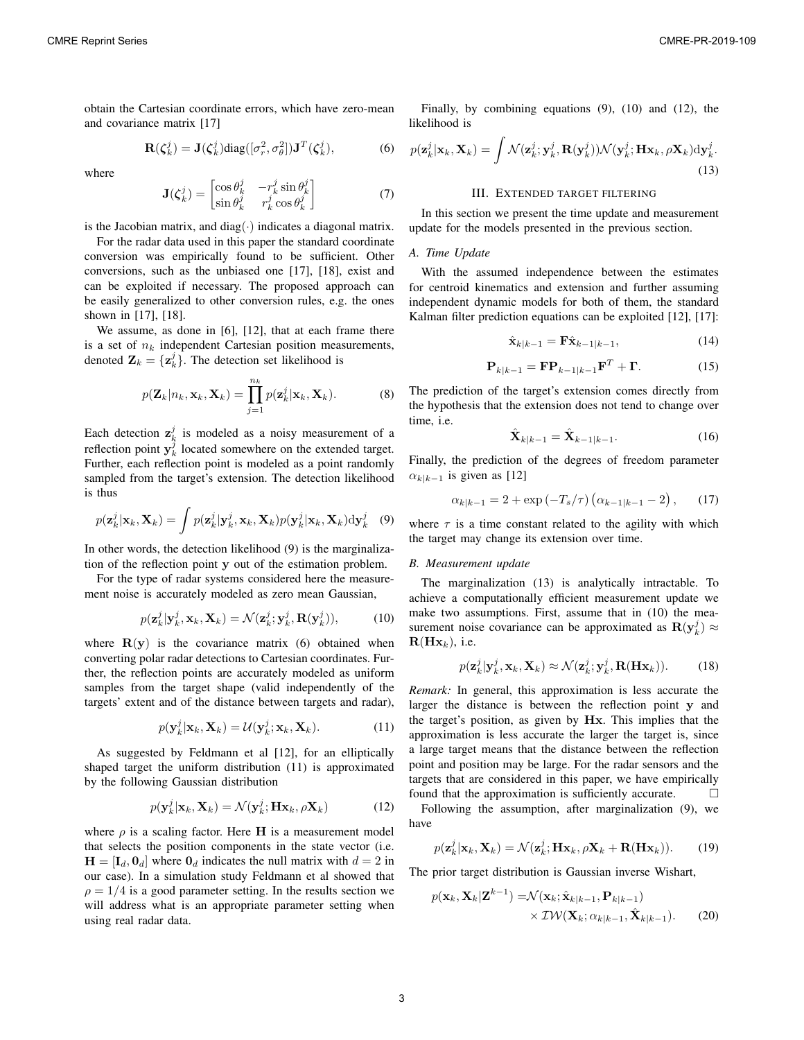obtain the Cartesian coordinate errors, which have zero-mean and covariance matrix [17]

$$\mathbf{R}(\boldsymbol{\zeta}_k^j) = \mathbf{J}(\boldsymbol{\zeta}_k^j)\text{diag}([\sigma_r^2, \sigma_\theta^2])\mathbf{J}^T(\boldsymbol{\zeta}_k^j), \tag{6}$$

where

$$\mathbf{J}(\boldsymbol{\zeta}_k^j) = \begin{bmatrix} \cos\theta_k^j & -r_k^j \sin\theta_k^j \\ \sin\theta_k^j & r_k^j \cos\theta_k^j \end{bmatrix} \tag{7}$$

is the Jacobian matrix, and $\text{diag}(\cdot)$ indicates a diagonal matrix.

For the radar data used in this paper the standard coordinate conversion was empirically found to be sufficient. Other conversions, such as the unbiased one [17], [18], exist and can be exploited if necessary. The proposed approach can be easily generalized to other conversion rules, e.g. the ones shown in [17], [18].

We assume, as done in [6], [12], that at each frame there is a set of $n_k$ independent Cartesian position measurements, denoted $\mathbf{Z}_k = \{\mathbf{z}_k^j\}$. The detection set likelihood is

$$p(\mathbf{Z}_k | n_k, \mathbf{x}_k, \mathbf{X}_k) = \prod_{j=1}^{n_k} p(\mathbf{z}_k^j | \mathbf{x}_k, \mathbf{X}_k). \tag{8}$$

Each detection $\mathbf{z}_k^j$ is modeled as a noisy measurement of a reflection point $\mathbf{y}_k^j$ located somewhere on the extended target. Further, each reflection point is modeled as a point randomly sampled from the target's extension. The detection likelihood is thus

$$p(\mathbf{z}_k^j | \mathbf{x}_k, \mathbf{X}_k) = \int p(\mathbf{z}_k^j | \mathbf{y}_k^j, \mathbf{x}_k, \mathbf{X}_k) p(\mathbf{y}_k^j | \mathbf{x}_k, \mathbf{X}_k) \mathrm{d}\mathbf{y}_k^j \tag{9}$$

In other words, the detection likelihood (9) is the marginalization of the reflection point $\mathbf{y}$ out of the estimation problem.

For the type of radar systems considered here the measurement noise is accurately modeled as zero mean Gaussian,

$$p(\mathbf{z}_k^j | \mathbf{y}_k^j, \mathbf{x}_k, \mathbf{X}_k) = \mathcal{N}(\mathbf{z}_k^j; \mathbf{y}_k^j, \mathbf{R}(\mathbf{y}_k^j)), \tag{10}$$

where $\mathbf{R}(\mathbf{y})$ is the covariance matrix (6) obtained when converting polar radar detections to Cartesian coordinates. Further, the reflection points are accurately modeled as uniform samples from the target shape (valid independently of the targets' extent and of the distance between targets and radar),

$$p(\mathbf{y}_k^j | \mathbf{x}_k, \mathbf{X}_k) = \mathcal{U}(\mathbf{y}_k^j; \mathbf{x}_k, \mathbf{X}_k). \tag{11}$$

As suggested by Feldmann et al [12], for an elliptically shaped target the uniform distribution (11) is approximated by the following Gaussian distribution

$$p(\mathbf{y}_k^j | \mathbf{x}_k, \mathbf{X}_k) = \mathcal{N}(\mathbf{y}_k^j; \mathbf{H}\mathbf{x}_k, \rho\mathbf{X}_k) \tag{12}$$

where $\rho$ is a scaling factor. Here $\mathbf{H}$ is a measurement model that selects the position components in the state vector (i.e. $\mathbf{H} = [\mathbf{I}_d, \mathbf{0}_d]$ where $\mathbf{0}_d$ indicates the null matrix with $d = 2$ in our case). In a simulation study Feldmann et al showed that $\rho = 1/4$ is a good parameter setting. In the results section we will address what is an appropriate parameter setting when using real radar data.

Finally, by combining equations (9), (10) and (12), the likelihood is

$$p(\mathbf{z}_k^j | \mathbf{x}_k, \mathbf{X}_k) = \int \mathcal{N}(\mathbf{z}_k^j; \mathbf{y}_k^j, \mathbf{R}(\mathbf{y}_k^j)) \mathcal{N}(\mathbf{y}_k^j; \mathbf{H}\mathbf{x}_k, \rho\mathbf{X}_k) \mathrm{d}\mathbf{y}_k^j. \tag{13}$$

## III. Extended target filtering

In this section we present the time update and measurement update for the models presented in the previous section.

### A. Time Update

With the assumed independence between the estimates for centroid kinematics and extension and further assuming independent dynamic models for both of them, the standard Kalman filter prediction equations can be exploited [12], [17]:

$$\hat{\mathbf{x}}_{k|k-1} = \mathbf{F}\hat{\mathbf{x}}_{k-1|k-1}, \tag{14}$$

$$\mathbf{P}_{k|k-1} = \mathbf{F}\mathbf{P}_{k-1|k-1}\mathbf{F}^T + \mathbf{\Gamma}. \tag{15}$$

The prediction of the target's extension comes directly from the hypothesis that the extension does not tend to change over time, i.e.

$$\hat{\mathbf{X}}_{k|k-1} = \hat{\mathbf{X}}_{k-1|k-1}. \tag{16}$$

Finally, the prediction of the degrees of freedom parameter $\alpha_{k|k-1}$ is given as [12]

$$\alpha_{k|k-1} = 2 + \exp(-T_s/\tau)\left(\alpha_{k-1|k-1} - 2\right), \tag{17}$$

where $\tau$ is a time constant related to the agility with which the target may change its extension over time.

### B. Measurement update

The marginalization (13) is analytically intractable. To achieve a computationally efficient measurement update we make two assumptions. First, assume that in (10) the measurement noise covariance can be approximated as $\mathbf{R}(\mathbf{y}_k^j) \approx \mathbf{R}(\mathbf{H}\mathbf{x}_k)$, i.e.

$$p(\mathbf{z}_k^j | \mathbf{y}_k^j, \mathbf{x}_k, \mathbf{X}_k) \approx \mathcal{N}(\mathbf{z}_k^j; \mathbf{y}_k^j, \mathbf{R}(\mathbf{H}\mathbf{x}_k)). \tag{18}$$

*Remark:* In general, this approximation is less accurate the larger the distance is between the reflection point $\mathbf{y}$ and the target's position, as given by $\mathbf{H}\mathbf{x}$. This implies that the approximation is less accurate the larger the target is, since a large target means that the distance between the reflection point and position may be large. For the radar sensors and the targets that are considered in this paper, we have empirically found that the approximation is sufficiently accurate. □

Following the assumption, after marginalization (9), we have

$$p(\mathbf{z}_k^j | \mathbf{x}_k, \mathbf{X}_k) = \mathcal{N}(\mathbf{z}_k^j; \mathbf{H}\mathbf{x}_k, \rho\mathbf{X}_k + \mathbf{R}(\mathbf{H}\mathbf{x}_k)). \tag{19}$$

The prior target distribution is Gaussian inverse Wishart,

$$\begin{aligned} p(\mathbf{x}_k, \mathbf{X}_k | \mathbf{Z}^{k-1}) =& \mathcal{N}(\mathbf{x}_k; \hat{\mathbf{x}}_{k|k-1}, \mathbf{P}_{k|k-1}) \\ & \times \mathcal{IW}(\mathbf{X}_k; \alpha_{k|k-1}, \hat{\mathbf{X}}_{k|k-1}). \end{aligned} \tag{20}$$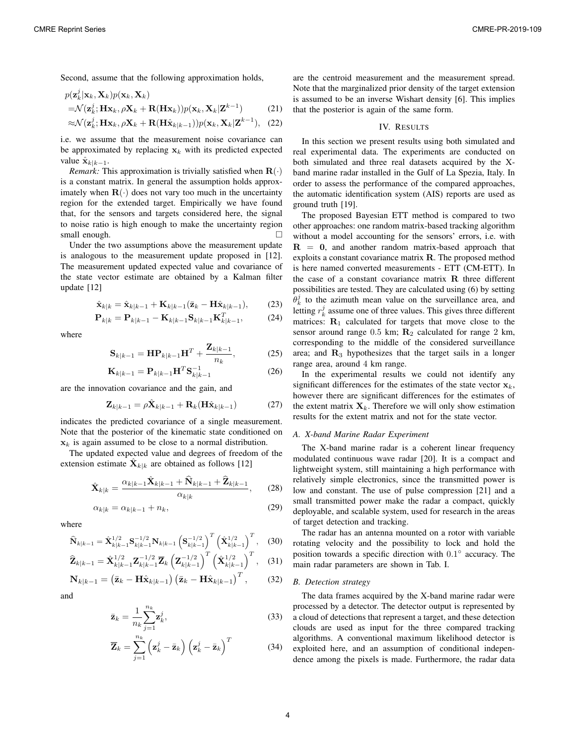Second, assume that the following approximation holds,

$$
\begin{aligned}
& p(\mathbf{z}_k^j|\mathbf{x}_k, \mathbf{X}_k)p(\mathbf{x}_k, \mathbf{X}_k) \\
=& \mathcal{N}(\mathbf{z}_k^j; \mathbf{H}\mathbf{x}_k, \rho\mathbf{X}_k + \mathbf{R}(\mathbf{H}\mathbf{x}_k))p(\mathbf{x}_k, \mathbf{X}_k|\mathbf{Z}^{k-1}) \quad (21)\\
\approx& \mathcal{N}(\mathbf{z}_k^j; \mathbf{H}\mathbf{x}_k, \rho\mathbf{X}_k + \mathbf{R}(\mathbf{H}\hat{\mathbf{x}}_{k|k-1}))p(\mathbf{x}_k, \mathbf{X}_k|\mathbf{Z}^{k-1}), \quad (22)
\end{aligned}
$$

i.e. we assume that the measurement noise covariance can be approximated by replacing $\mathbf{x}_k$ with its predicted expected value $\hat{\mathbf{x}}_{k|k-1}$.

*Remark:* This approximation is trivially satisfied when $\mathbf{R}(\cdot)$ is a constant matrix. In general the assumption holds approximately when $\mathbf{R}(\cdot)$ does not vary too much in the uncertainty region for the extended target. Empirically we have found that, for the sensors and targets considered here, the signal to noise ratio is high enough to make the uncertainty region small enough. □

Under the two assumptions above the measurement update is analogous to the measurement update proposed in [12]. The measurement updated expected value and covariance of the state vector estimate are obtained by a Kalman filter update [12]

$$
\hat{\mathbf{x}}_{k|k} = \hat{\mathbf{x}}_{k|k-1} + \mathbf{K}_{k|k-1}(\bar{\mathbf{z}}_k - \mathbf{H}\hat{\mathbf{x}}_{k|k-1}), \quad (23)
$$

$$
\mathbf{P}_{k|k} = \mathbf{P}_{k|k-1} - \mathbf{K}_{k|k-1}\mathbf{S}_{k|k-1}\mathbf{K}_{k|k-1}^T, \quad (24)
$$

where

$$
\mathbf{S}_{k|k-1} = \mathbf{H}\mathbf{P}_{k|k-1}\mathbf{H}^T + \frac{\mathbf{Z}_{k|k-1}}{n_k}, \quad (25)
$$

$$
\mathbf{K}_{k|k-1} = \mathbf{P}_{k|k-1}\mathbf{H}^T\mathbf{S}_{k|k-1}^{-1} \quad (26)
$$

are the innovation covariance and the gain, and

$$
\mathbf{Z}_{k|k-1} = \rho\hat{\mathbf{X}}_{k|k-1} + \mathbf{R}_k(\mathbf{H}\hat{\mathbf{x}}_{k|k-1}) \quad (27)
$$

indicates the predicted covariance of a single measurement. Note that the posterior of the kinematic state conditioned on $\mathbf{x}_k$ is again assumed to be close to a normal distribution.

The updated expected value and degrees of freedom of the extension estimate $\hat{\mathbf{X}}_{k|k}$ are obtained as follows [12]

$$
\hat{\mathbf{X}}_{k|k} = \frac{\alpha_{k|k-1}\hat{\mathbf{X}}_{k|k-1} + \widehat{\mathbf{N}}_{k|k-1} + \widehat{\mathbf{Z}}_{k|k-1}}{\alpha_{k|k}}, \quad (28)
$$

$$
\alpha_{k|k} = \alpha_{k|k-1} + n_k, \quad (29)
$$

where

$$
\widehat{\mathbf{N}}_{k|k-1} = \hat{\mathbf{X}}_{k|k-1}^{1/2}\mathbf{S}_{k|k-1}^{-1/2}\mathbf{N}_{k|k-1}\left(\mathbf{S}_{k|k-1}^{-1/2}\right)^T\left(\hat{\mathbf{X}}_{k|k-1}^{1/2}\right)^T, \quad (30)
$$

$$
\widehat{\mathbf{Z}}_{k|k-1} = \hat{\mathbf{X}}_{k|k-1}^{1/2}\mathbf{Z}_{k|k-1}^{-1/2}\overline{\mathbf{Z}}_k\left(\mathbf{Z}_{k|k-1}^{-1/2}\right)^T\left(\hat{\mathbf{X}}_{k|k-1}^{1/2}\right)^T, \quad (31)
$$

$$
\mathbf{N}_{k|k-1} = \left(\bar{\mathbf{z}}_k - \mathbf{H}\hat{\mathbf{x}}_{k|k-1}\right)\left(\bar{\mathbf{z}}_k - \mathbf{H}\hat{\mathbf{x}}_{k|k-1}\right)^T, \quad (32)
$$

and

$$
\bar{\mathbf{z}}_k = \frac{1}{n_k}\sum_{j=1}^{n_k}\mathbf{z}_k^j, \quad (33)
$$

$$
\overline{\mathbf{Z}}_k = \sum_{j=1}^{n_k}\left(\mathbf{z}_k^j - \bar{\mathbf{z}}_k\right)\left(\mathbf{z}_k^j - \bar{\mathbf{z}}_k\right)^T \quad (34)
$$

are the centroid measurement and the measurement spread. Note that the marginalized prior density of the target extension is assumed to be an inverse Wishart density [6]. This implies that the posterior is again of the same form.

## IV. Results

In this section we present results using both simulated and real experimental data. The experiments are conducted on both simulated and three real datasets acquired by the X-band marine radar installed in the Gulf of La Spezia, Italy. In order to assess the performance of the compared approaches, the automatic identification system (AIS) reports are used as ground truth [19].

The proposed Bayesian ETT method is compared to two other approaches: one random matrix-based tracking algorithm without a model accounting for the sensors' errors, i.e. with $\mathbf{R} = \mathbf{0}$, and another random matrix-based approach that exploits a constant covariance matrix $\mathbf{R}$. The proposed method is here named converted measurements - ETT (CM-ETT). In the case of a constant covariance matrix $\mathbf{R}$ three different possibilities are tested. They are calculated using (6) by setting $\theta_k^j$ to the azimuth mean value on the surveillance area, and letting $r_k^j$ assume one of three values. This gives three different matrices: $\mathbf{R}_1$ calculated for targets that move close to the sensor around range $0.5$ km; $\mathbf{R}_2$ calculated for range $2$ km, corresponding to the middle of the considered surveillance area; and $\mathbf{R}_3$ hypothesizes that the target sails in a longer range area, around $4$ km range.

In the experimental results we could not identify any significant differences for the estimates of the state vector $\mathbf{x}_k$, however there are significant differences for the estimates of the extent matrix $\mathbf{X}_k$. Therefore we will only show estimation results for the extent matrix and not for the state vector.

### A. X-band Marine Radar Experiment

The X-band marine radar is a coherent linear frequency modulated continuous wave radar [20]. It is a compact and lightweight system, still maintaining a high performance with relatively simple electronics, since the transmitted power is low and constant. The use of pulse compression [21] and a small transmitted power make the radar a compact, quickly deployable, and scalable system, used for research in the areas of target detection and tracking.

The radar has an antenna mounted on a rotor with variable rotating velocity and the possibility to lock and hold the position towards a specific direction with $0.1^\circ$ accuracy. The main radar parameters are shown in Tab. I.

### B. Detection strategy

The data frames acquired by the X-band marine radar were processed by a detector. The detector output is represented by a cloud of detections that represent a target, and these detection clouds are used as input for the three compared tracking algorithms. A conventional maximum likelihood detector is exploited here, and an assumption of conditional independence among the pixels is made. Furthermore, the radar data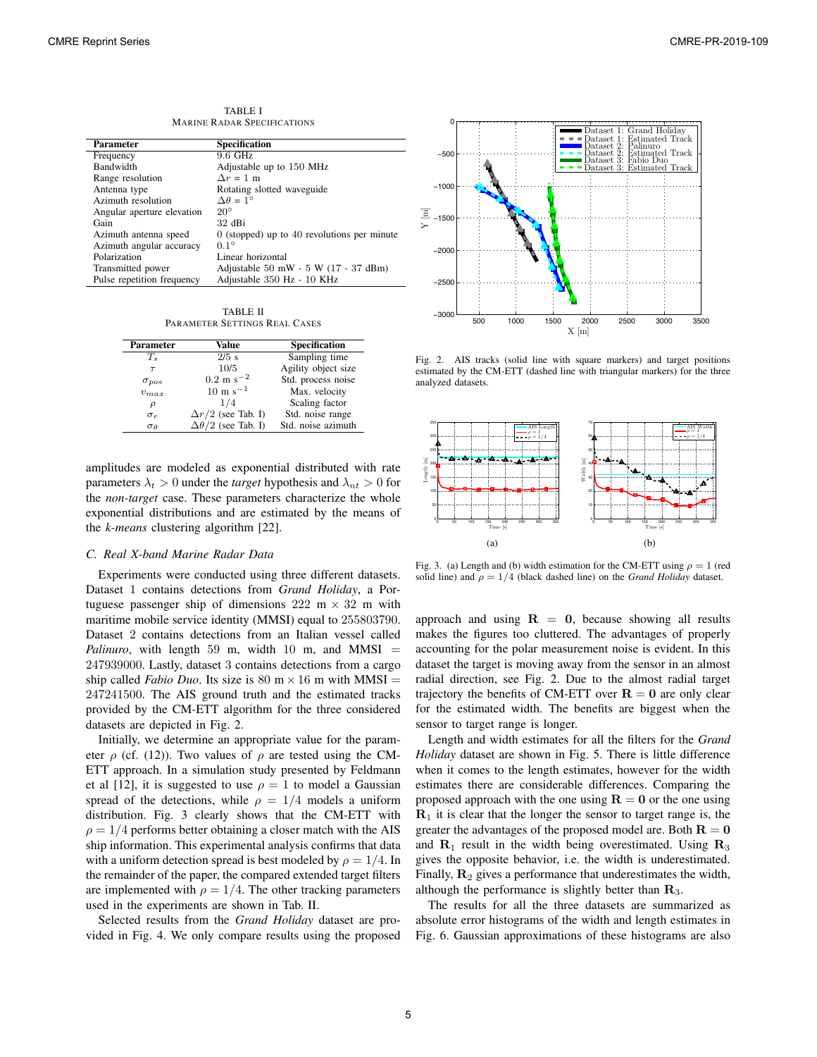TABLE I
MARINE RADAR SPECIFICATIONS

| Parameter | Specification |
|---|---|
| Frequency | 9.6 GHz |
| Bandwidth | Adjustable up to 150 MHz |
| Range resolution | $\Delta r$ = 1 m |
| Antenna type | Rotating slotted waveguide |
| Azimuth resolution | $\Delta\theta = 1°$ |
| Angular aperture elevation | 20° |
| Gain | 32 dBi |
| Azimuth antenna speed | 0 (stopped) up to 40 revolutions per minute |
| Azimuth angular accuracy | 0.1° |
| Polarization | Linear horizontal |
| Transmitted power | Adjustable 50 mW - 5 W (17 - 37 dBm) |
| Pulse repetition frequency | Adjustable 350 Hz - 10 KHz |

TABLE II
PARAMETER SETTINGS REAL CASES

| Parameter | Value | Specification |
|---|---|---|
| $T_s$ | 2/5 s | Sampling time |
| $\tau$ | 10/5 | Agility object size |
| $\sigma_{pos}$ | 0.2 m s$^{-2}$ | Std. process noise |
| $v_{max}$ | 10 m s$^{-1}$ | Max. velocity |
| $\rho$ | 1/4 | Scaling factor |
| $\sigma_r$ | $\Delta r/2$ (see Tab. I) | Std. noise range |
| $\sigma_\theta$ | $\Delta\theta/2$ (see Tab. I) | Std. noise azimuth |

amplitudes are modeled as exponential distributed with rate parameters $\lambda_t > 0$ under the *target* hypothesis and $\lambda_{nt} > 0$ for the *non-target* case. These parameters characterize the whole exponential distributions and are estimated by the means of the *k-means* clustering algorithm [22].

### C. Real X-band Marine Radar Data

Experiments were conducted using three different datasets. Dataset 1 contains detections from *Grand Holiday*, a Portuguese passenger ship of dimensions 222 m × 32 m with maritime mobile service identity (MMSI) equal to 255803790. Dataset 2 contains detections from an Italian vessel called *Palinuro*, with length 59 m, width 10 m, and MMSI = 247939000. Lastly, dataset 3 contains detections from a cargo ship called *Fabio Duo*. Its size is 80 m × 16 m with MMSI = 247241500. The AIS ground truth and the estimated tracks provided by the CM-ETT algorithm for the three considered datasets are depicted in Fig. 2.

Initially, we determine an appropriate value for the parameter $\rho$ (cf. (12)). Two values of $\rho$ are tested using the CM-ETT approach. In a simulation study presented by Feldmann et al [12], it is suggested to use $\rho = 1$ to model a Gaussian spread of the detections, while $\rho = 1/4$ models a uniform distribution. Fig. 3 clearly shows that the CM-ETT with $\rho = 1/4$ performs better obtaining a closer match with the AIS ship information. This experimental analysis confirms that data with a uniform detection spread is best modeled by $\rho = 1/4$. In the remainder of the paper, the compared extended target filters are implemented with $\rho = 1/4$. The other tracking parameters used in the experiments are shown in Tab. II.

Selected results from the *Grand Holiday* dataset are provided in Fig. 4. We only compare results using the proposed

Fig. 2. AIS tracks (solid line with square markers) and target positions estimated by the CM-ETT (dashed line with triangular markers) for the three analyzed datasets.

Fig. 3. (a) Length and (b) width estimation for the CM-ETT using $\rho = 1$ (red solid line) and $\rho = 1/4$ (black dashed line) on the *Grand Holiday* dataset.

approach and using $\mathbf{R} = \mathbf{0}$, because showing all results makes the figures too cluttered. The advantages of properly accounting for the polar measurement noise is evident. In this dataset the target is moving away from the sensor in an almost radial direction, see Fig. 2. Due to the almost radial target trajectory the benefits of CM-ETT over $\mathbf{R} = \mathbf{0}$ are only clear for the estimated width. The benefits are biggest when the sensor to target range is longer.

Length and width estimates for all the filters for the *Grand Holiday* dataset are shown in Fig. 5. There is little difference when it comes to the length estimates, however for the width estimates there are considerable differences. Comparing the proposed approach with the one using $\mathbf{R} = \mathbf{0}$ or the one using $\mathbf{R}_1$ it is clear that the longer the sensor to target range is, the greater the advantages of the proposed model are. Both $\mathbf{R} = \mathbf{0}$ and $\mathbf{R}_1$ result in the width being overestimated. Using $\mathbf{R}_3$ gives the opposite behavior, i.e. the width is underestimated. Finally, $\mathbf{R}_2$ gives a performance that underestimates the width, although the performance is slightly better than $\mathbf{R}_3$.

The results for all the three datasets are summarized as absolute error histograms of the width and length estimates in Fig. 6. Gaussian approximations of these histograms are also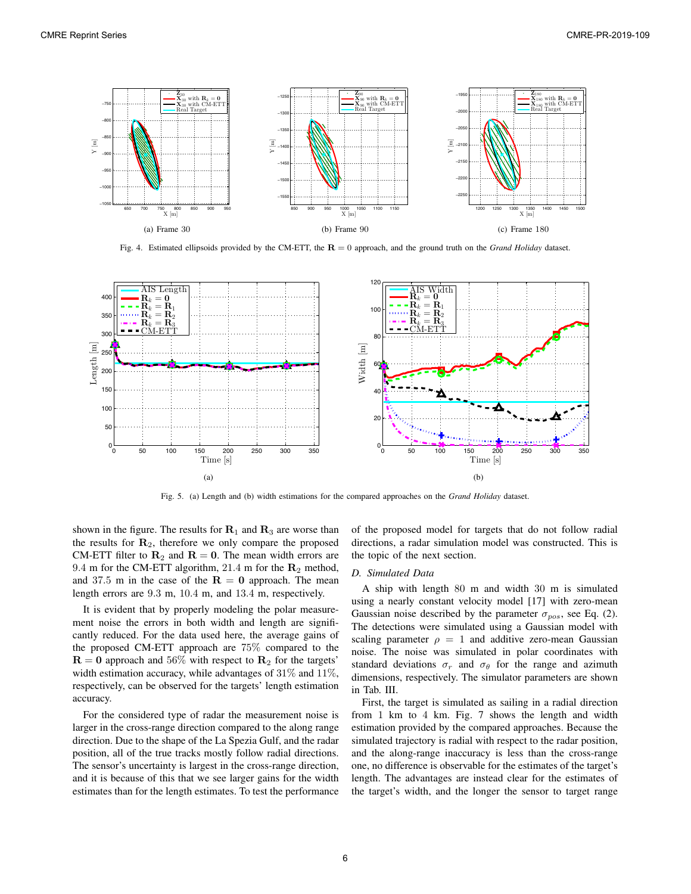Fig. 4. Estimated ellipsoids provided by the CM-ETT, the $\mathbf{R} = 0$ approach, and the ground truth on the *Grand Holiday* dataset.

(a) Frame 30 (b) Frame 90 (c) Frame 180

Fig. 5. (a) Length and (b) width estimations for the compared approaches on the *Grand Holiday* dataset.

shown in the figure. The results for $\mathbf{R}_1$ and $\mathbf{R}_3$ are worse than the results for $\mathbf{R}_2$, therefore we only compare the proposed CM-ETT filter to $\mathbf{R}_2$ and $\mathbf{R} = \mathbf{0}$. The mean width errors are 9.4 m for the CM-ETT algorithm, 21.4 m for the $\mathbf{R}_2$ method, and 37.5 m in the case of the $\mathbf{R} = \mathbf{0}$ approach. The mean length errors are 9.3 m, 10.4 m, and 13.4 m, respectively.

It is evident that by properly modeling the polar measurement noise the errors in both width and length are significantly reduced. For the data used here, the average gains of the proposed CM-ETT approach are 75% compared to the $\mathbf{R} = \mathbf{0}$ approach and 56% with respect to $\mathbf{R}_2$ for the targets' width estimation accuracy, while advantages of 31% and 11%, respectively, can be observed for the targets' length estimation accuracy.

For the considered type of radar the measurement noise is larger in the cross-range direction compared to the along range direction. Due to the shape of the La Spezia Gulf, and the radar position, all of the true tracks mostly follow radial directions. The sensor's uncertainty is largest in the cross-range direction, and it is because of this that we see larger gains for the width estimates than for the length estimates. To test the performance of the proposed model for targets that do not follow radial directions, a radar simulation model was constructed. This is the topic of the next section.

### D. Simulated Data

A ship with length 80 m and width 30 m is simulated using a nearly constant velocity model [17] with zero-mean Gaussian noise described by the parameter $\sigma_{pos}$, see Eq. (2). The detections were simulated using a Gaussian model with scaling parameter $\rho = 1$ and additive zero-mean Gaussian noise. The noise was simulated in polar coordinates with standard deviations $\sigma_r$ and $\sigma_\theta$ for the range and azimuth dimensions, respectively. The simulator parameters are shown in Tab. III.

First, the target is simulated as sailing in a radial direction from 1 km to 4 km. Fig. 7 shows the length and width estimation provided by the compared approaches. Because the simulated trajectory is radial with respect to the radar position, and the along-range inaccuracy is less than the cross-range one, no difference is observable for the estimates of the target's length. The advantages are instead clear for the estimates of the target's width, and the longer the sensor to target range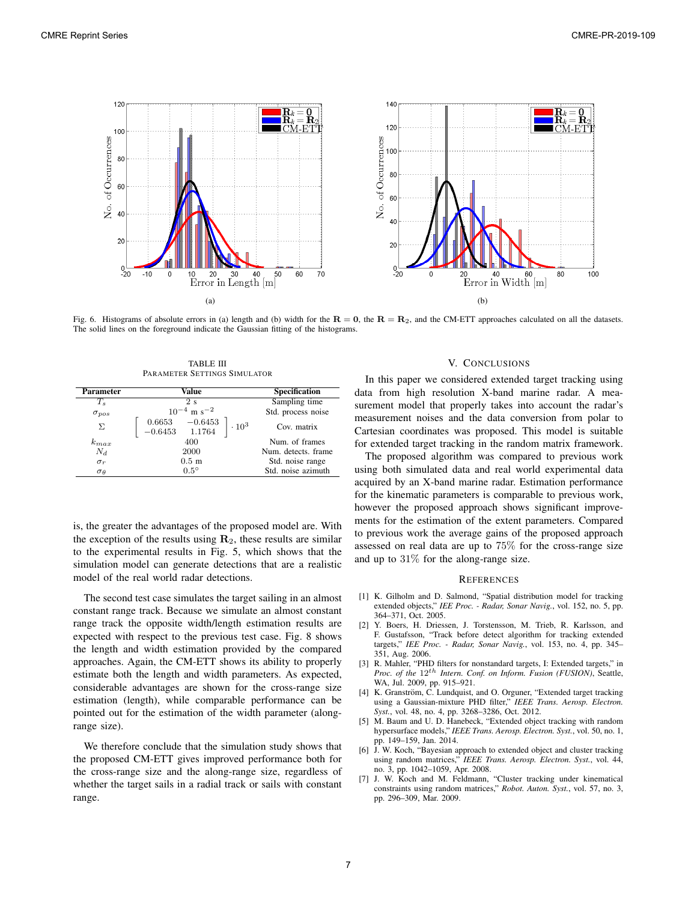Fig. 6. Histograms of absolute errors in (a) length and (b) width for the $\mathbf{R} = \mathbf{0}$, the $\mathbf{R} = \mathbf{R}_2$, and the CM-ETT approaches calculated on all the datasets. The solid lines on the foreground indicate the Gaussian fitting of the histograms.

TABLE III
PARAMETER SETTINGS SIMULATOR

| Parameter | Value | Specification |
|---|---|---|
| $T_s$ | 2 s | Sampling time |
| $\sigma_{pos}$ | $10^{-4}$ m s$^{-2}$ | Std. process noise |
| $\Sigma$ | $\begin{bmatrix} 0.6653 & -0.6453 \\ -0.6453 & 1.1764 \end{bmatrix} \cdot 10^3$ | Cov. matrix |
| $k_{max}$ | 400 | Num. of frames |
| $N_d$ | 2000 | Num. detects. frame |
| $\sigma_r$ | 0.5 m | Std. noise range |
| $\sigma_\theta$ | $0.5°$ | Std. noise azimuth |

is, the greater the advantages of the proposed model are. With the exception of the results using $\mathbf{R}_2$, these results are similar to the experimental results in Fig. 5, which shows that the simulation model can generate detections that are a realistic model of the real world radar detections.

The second test case simulates the target sailing in an almost constant range track. Because we simulate an almost constant range track the opposite width/length estimation results are expected with respect to the previous test case. Fig. 8 shows the length and width estimation provided by the compared approaches. Again, the CM-ETT shows its ability to properly estimate both the length and width parameters. As expected, considerable advantages are shown for the cross-range size estimation (length), while comparable performance can be pointed out for the estimation of the width parameter (along-range size).

We therefore conclude that the simulation study shows that the proposed CM-ETT gives improved performance both for the cross-range size and the along-range size, regardless of whether the target sails in a radial track or sails with constant range.

## V. CONCLUSIONS

In this paper we considered extended target tracking using data from high resolution X-band marine radar. A measurement model that properly takes into account the radar's measurement noises and the data conversion from polar to Cartesian coordinates was proposed. This model is suitable for extended target tracking in the random matrix framework.

The proposed algorithm was compared to previous work using both simulated data and real world experimental data acquired by an X-band marine radar. Estimation performance for the kinematic parameters is comparable to previous work, however the proposed approach shows significant improvements for the estimation of the extent parameters. Compared to previous work the average gains of the proposed approach assessed on real data are up to 75% for the cross-range size and up to 31% for the along-range size.

## REFERENCES

[1] K. Gilholm and D. Salmond, "Spatial distribution model for tracking extended objects," *IEE Proc. - Radar, Sonar Navig.*, vol. 152, no. 5, pp. 364–371, Oct. 2005.

[2] Y. Boers, H. Driessen, J. Torstensson, M. Trieb, R. Karlsson, and F. Gustafsson, "Track before detect algorithm for tracking extended targets," *IEE Proc. - Radar, Sonar Navig.*, vol. 153, no. 4, pp. 345–351, Aug. 2006.

[3] R. Mahler, "PHD filters for nonstandard targets, I: Extended targets," in *Proc. of the $12^{th}$ Intern. Conf. on Inform. Fusion (FUSION)*, Seattle, WA, Jul. 2009, pp. 915–921.

[4] K. Granström, C. Lundquist, and O. Orguner, "Extended target tracking using a Gaussian-mixture PHD filter," *IEEE Trans. Aerosp. Electron. Syst.*, vol. 48, no. 4, pp. 3268–3286, Oct. 2012.

[5] M. Baum and U. D. Hanebeck, "Extended object tracking with random hypersurface models," *IEEE Trans. Aerosp. Electron. Syst.*, vol. 50, no. 1, pp. 149–159, Jan. 2014.

[6] J. W. Koch, "Bayesian approach to extended object and cluster tracking using random matrices," *IEEE Trans. Aerosp. Electron. Syst.*, vol. 44, no. 3, pp. 1042–1059, Apr. 2008.

[7] J. W. Koch and M. Feldmann, "Cluster tracking under kinematical constraints using random matrices," *Robot. Auton. Syst.*, vol. 57, no. 3, pp. 296–309, Mar. 2009.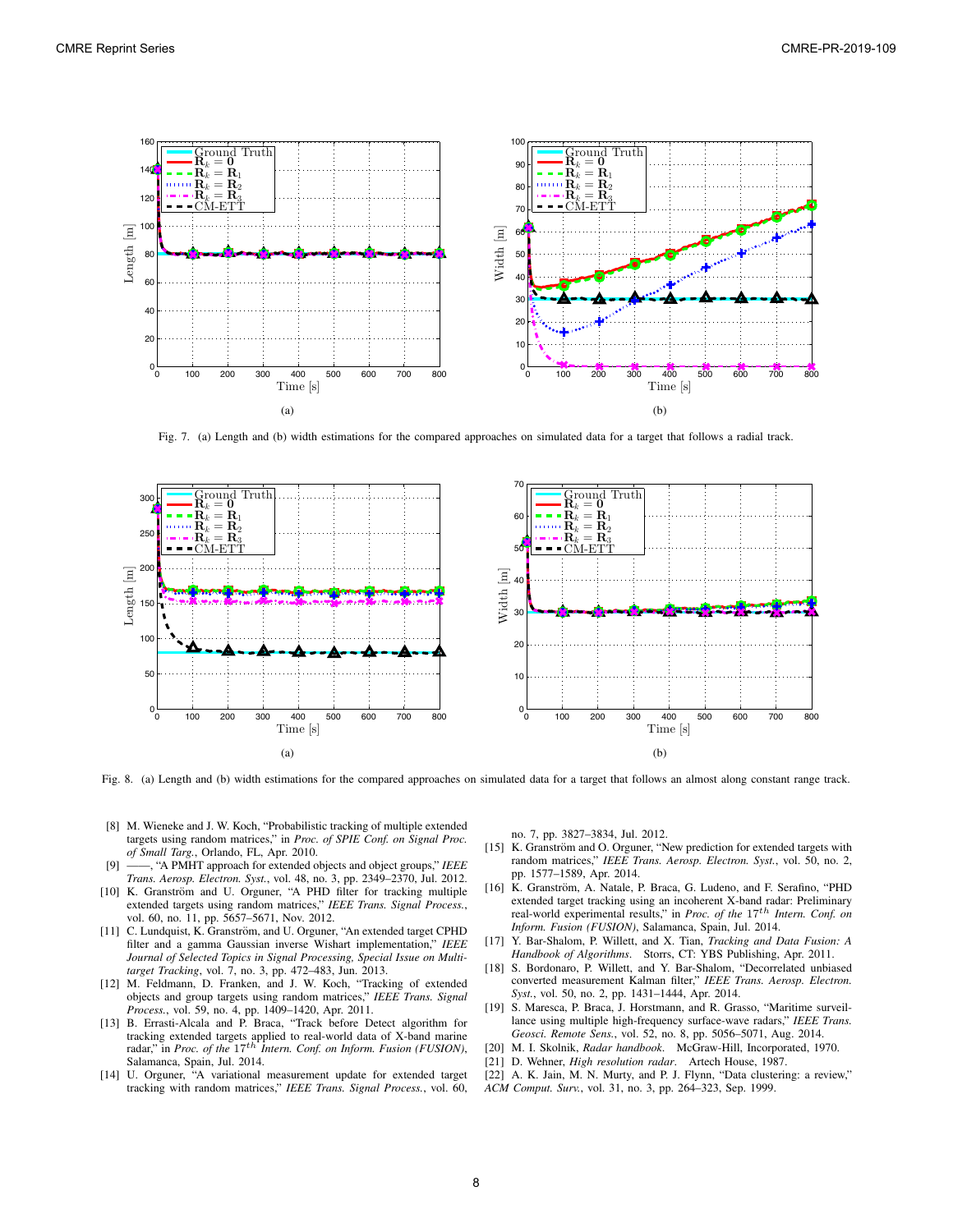Fig. 7. (a) Length and (b) width estimations for the compared approaches on simulated data for a target that follows a radial track.

Fig. 8. (a) Length and (b) width estimations for the compared approaches on simulated data for a target that follows an almost along constant range track.

[8] M. Wieneke and J. W. Koch, "Probabilistic tracking of multiple extended targets using random matrices," in *Proc. of SPIE Conf. on Signal Proc. of Small Targ.*, Orlando, FL, Apr. 2010.

[9] ——, "A PMHT approach for extended objects and object groups," *IEEE Trans. Aerosp. Electron. Syst.*, vol. 48, no. 3, pp. 2349–2370, Jul. 2012.

[10] K. Granström and U. Orguner, "A PHD filter for tracking multiple extended targets using random matrices," *IEEE Trans. Signal Process.*, vol. 60, no. 11, pp. 5657–5671, Nov. 2012.

[11] C. Lundquist, K. Granström, and U. Orguner, "An extended target CPHD filter and a gamma Gaussian inverse Wishart implementation," *IEEE Journal of Selected Topics in Signal Processing, Special Issue on Multi-target Tracking*, vol. 7, no. 3, pp. 472–483, Jun. 2013.

[12] M. Feldmann, D. Franken, and J. W. Koch, "Tracking of extended objects and group targets using random matrices," *IEEE Trans. Signal Process.*, vol. 59, no. 4, pp. 1409–1420, Apr. 2011.

[13] B. Errasti-Alcala and P. Braca, "Track before Detect algorithm for tracking extended targets applied to real-world data of X-band marine radar," in *Proc. of the $17^{th}$ Intern. Conf. on Inform. Fusion (FUSION)*, Salamanca, Spain, Jul. 2014.

[14] U. Orguner, "A variational measurement update for extended target tracking with random matrices," *IEEE Trans. Signal Process.*, vol. 60, no. 7, pp. 3827–3834, Jul. 2012.

[15] K. Granström and O. Orguner, "New prediction for extended targets with random matrices," *IEEE Trans. Aerosp. Electron. Syst.*, vol. 50, no. 2, pp. 1577–1589, Apr. 2014.

[16] K. Granström, A. Natale, P. Braca, G. Ludeno, and F. Serafino, "PHD extended target tracking using an incoherent X-band radar: Preliminary real-world experimental results," in *Proc. of the $17^{th}$ Intern. Conf. on Inform. Fusion (FUSION)*, Salamanca, Spain, Jul. 2014.

[17] Y. Bar-Shalom, P. Willett, and X. Tian, *Tracking and Data Fusion: A Handbook of Algorithms*. Storrs, CT: YBS Publishing, Apr. 2011.

[18] S. Bordonaro, P. Willett, and Y. Bar-Shalom, "Decorrelated unbiased converted measurement Kalman filter," *IEEE Trans. Aerosp. Electron. Syst.*, vol. 50, no. 2, pp. 1431–1444, Apr. 2014.

[19] S. Maresca, P. Braca, J. Horstmann, and R. Grasso, "Maritime surveillance using multiple high-frequency surface-wave radars," *IEEE Trans. Geosci. Remote Sens.*, vol. 52, no. 8, pp. 5056–5071, Aug. 2014.

[20] M. I. Skolnik, *Radar handbook*. McGraw-Hill, Incorporated, 1970.

[21] D. Wehner, *High resolution radar*. Artech House, 1987.

[22] A. K. Jain, M. N. Murty, and P. J. Flynn, "Data clustering: a review," *ACM Comput. Surv.*, vol. 31, no. 3, pp. 264–323, Sep. 1999.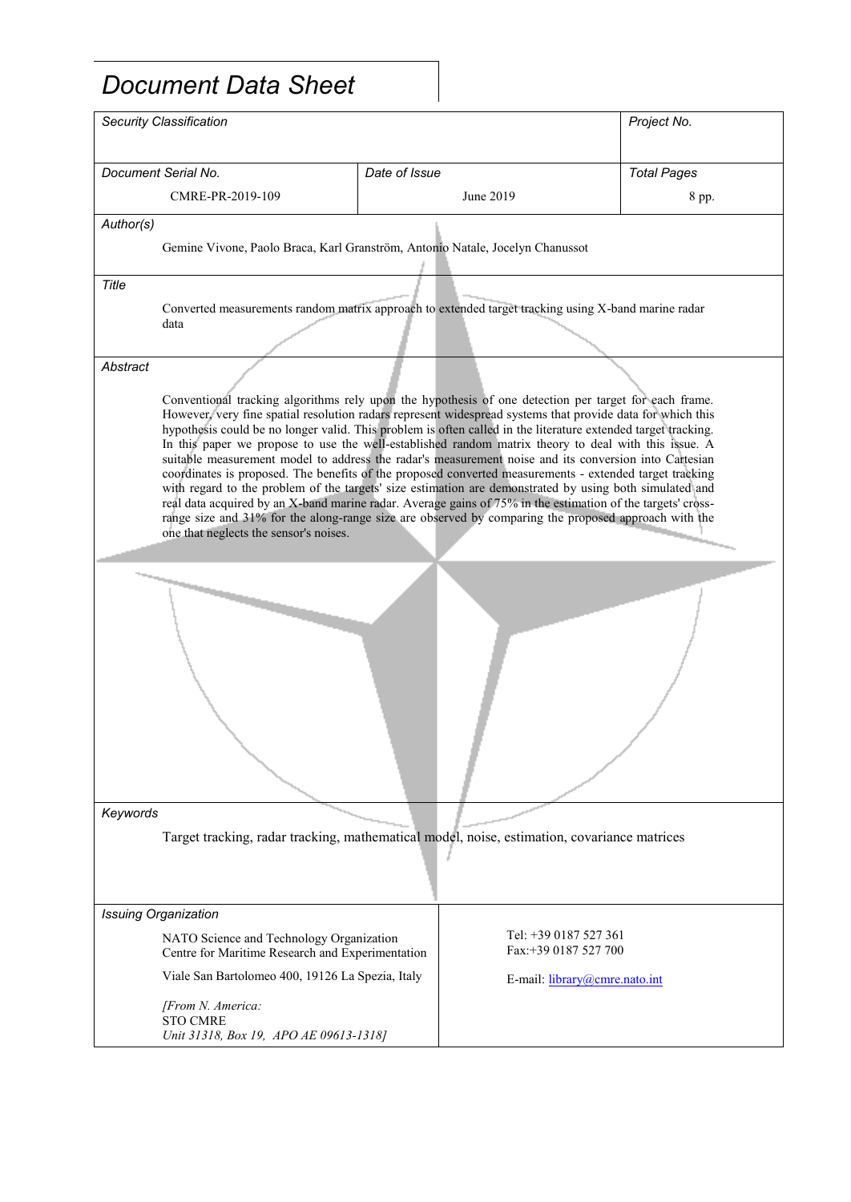# Document Data Sheet

| Security Classification | | Project No. |
|---|---|---|
| | | |
| **Document Serial No.** | **Date of Issue** | **Total Pages** |
| CMRE-PR-2019-109 | June 2019 | 8 pp. |

**Author(s)**

Gemine Vivone, Paolo Braca, Karl Granström, Antonio Natale, Jocelyn Chanussot

**Title**

Converted measurements random matrix approach to extended target tracking using X-band marine radar data

**Abstract**

Conventional tracking algorithms rely upon the hypothesis of one detection per target for each frame. However, very fine spatial resolution radars represent widespread systems that provide data for which this hypothesis could be no longer valid. This problem is often called in the literature extended target tracking. In this paper we propose to use the well-established random matrix theory to deal with this issue. A suitable measurement model to address the radar's measurement noise and its conversion into Cartesian coordinates is proposed. The benefits of the proposed converted measurements - extended target tracking with regard to the problem of the targets' size estimation are demonstrated by using both simulated and real data acquired by an X-band marine radar. Average gains of 75% in the estimation of the targets' cross-range size and 31% for the along-range size are observed by comparing the proposed approach with the one that neglects the sensor's noises.

**Keywords**

Target tracking, radar tracking, mathematical model, noise, estimation, covariance matrices

**Issuing Organization**

NATO Science and Technology Organization
Centre for Maritime Research and Experimentation

Viale San Bartolomeo 400, 19126 La Spezia, Italy

*[From N. America:*
STO CMRE
*Unit 31318, Box 19, APO AE 09613-1318]*

Tel: +39 0187 527 361
Fax:+39 0187 527 700

E-mail: library@cmre.nato.int